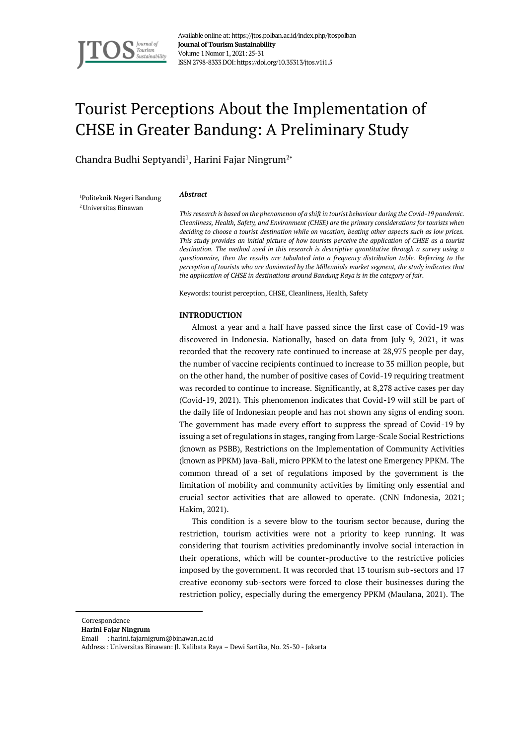# Tourist Perceptions About the Implementation of CHSE in Greater Bandung: A Preliminary Study

Chandra Budhi Septyandi[1], Harini Fajar Ningrum[2*]

[1]Politeknik Negeri Bandung
[2]Universitas Binawan

***Abstract***

*This research is based on the phenomenon of a shift in tourist behaviour during the Covid-19 pandemic. Cleanliness, Health, Safety, and Environment (CHSE) are the primary considerations for tourists when deciding to choose a tourist destination while on vacation, beating other aspects such as low prices. This study provides an initial picture of how tourists perceive the application of CHSE as a tourist destination. The method used in this research is descriptive quantitative through a survey using a questionnaire, then the results are tabulated into a frequency distribution table. Referring to the perception of tourists who are dominated by the Millennials market segment, the study indicates that the application of CHSE in destinations around Bandung Raya is in the category of fair.*

Keywords: tourist perception, CHSE, Cleanliness, Health, Safety

## INTRODUCTION

Almost a year and a half have passed since the first case of Covid-19 was discovered in Indonesia. Nationally, based on data from July 9, 2021, it was recorded that the recovery rate continued to increase at 28,975 people per day, the number of vaccine recipients continued to increase to 35 million people, but on the other hand, the number of positive cases of Covid-19 requiring treatment was recorded to continue to increase. Significantly, at 8,278 active cases per day (Covid-19, 2021). This phenomenon indicates that Covid-19 will still be part of the daily life of Indonesian people and has not shown any signs of ending soon. The government has made every effort to suppress the spread of Covid-19 by issuing a set of regulations in stages, ranging from Large-Scale Social Restrictions (known as PSBB), Restrictions on the Implementation of Community Activities (known as PPKM) Java-Bali, micro PPKM to the latest one Emergency PPKM. The common thread of a set of regulations imposed by the government is the limitation of mobility and community activities by limiting only essential and crucial sector activities that are allowed to operate. (CNN Indonesia, 2021; Hakim, 2021).

This condition is a severe blow to the tourism sector because, during the restriction, tourism activities were not a priority to keep running. It was considering that tourism activities predominantly involve social interaction in their operations, which will be counter-productive to the restrictive policies imposed by the government. It was recorded that 13 tourism sub-sectors and 17 creative economy sub-sectors were forced to close their businesses during the restriction policy, especially during the emergency PPKM (Maulana, 2021). The

Correspondence
**Harini Fajar Ningrum**
Email : harini.fajarnigrum@binawan.ac.id
Address : Universitas Binawan: Jl. Kalibata Raya – Dewi Sartika, No. 25-30 - Jakarta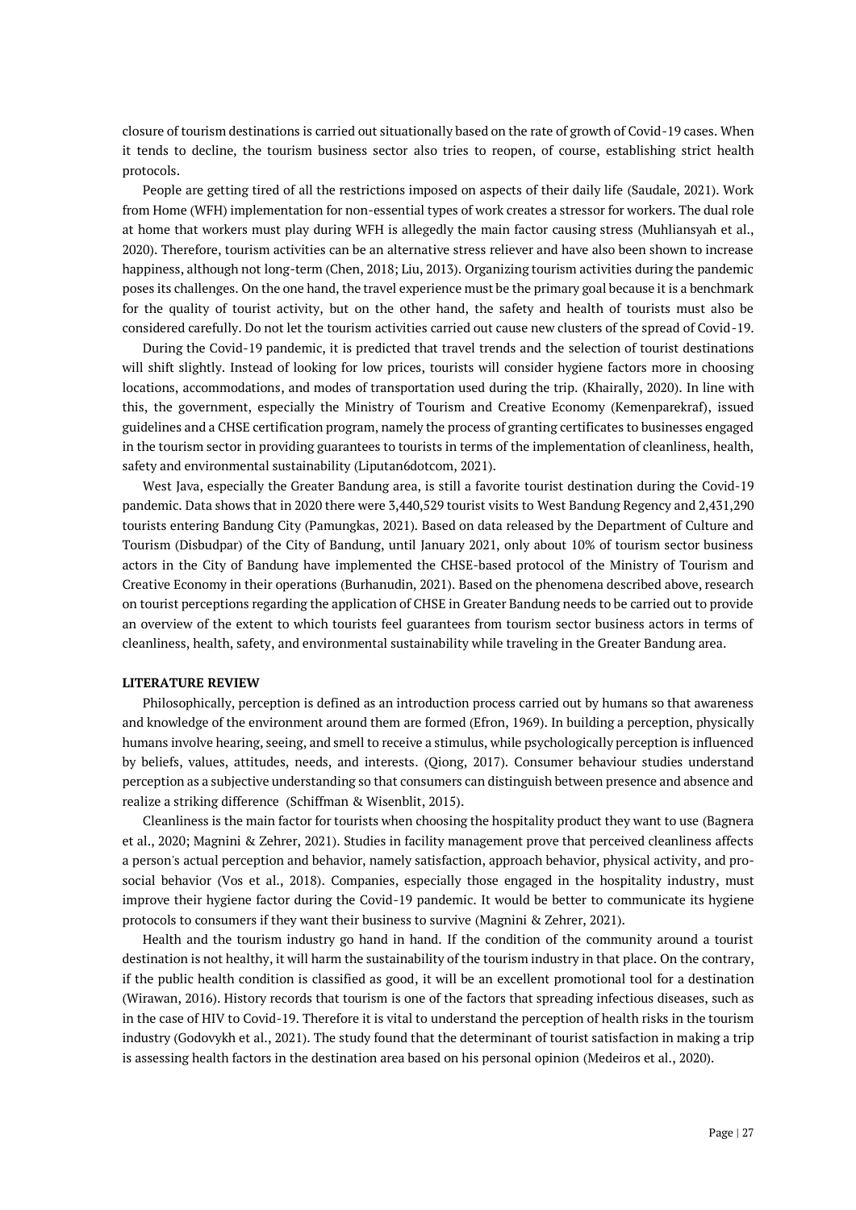closure of tourism destinations is carried out situationally based on the rate of growth of Covid-19 cases. When it tends to decline, the tourism business sector also tries to reopen, of course, establishing strict health protocols.

People are getting tired of all the restrictions imposed on aspects of their daily life (Saudale, 2021). Work from Home (WFH) implementation for non-essential types of work creates a stressor for workers. The dual role at home that workers must play during WFH is allegedly the main factor causing stress (Muhliansyah et al., 2020). Therefore, tourism activities can be an alternative stress reliever and have also been shown to increase happiness, although not long-term (Chen, 2018; Liu, 2013). Organizing tourism activities during the pandemic poses its challenges. On the one hand, the travel experience must be the primary goal because it is a benchmark for the quality of tourist activity, but on the other hand, the safety and health of tourists must also be considered carefully. Do not let the tourism activities carried out cause new clusters of the spread of Covid-19.

During the Covid-19 pandemic, it is predicted that travel trends and the selection of tourist destinations will shift slightly. Instead of looking for low prices, tourists will consider hygiene factors more in choosing locations, accommodations, and modes of transportation used during the trip. (Khairally, 2020). In line with this, the government, especially the Ministry of Tourism and Creative Economy (Kemenparekraf), issued guidelines and a CHSE certification program, namely the process of granting certificates to businesses engaged in the tourism sector in providing guarantees to tourists in terms of the implementation of cleanliness, health, safety and environmental sustainability (Liputan6dotcom, 2021).

West Java, especially the Greater Bandung area, is still a favorite tourist destination during the Covid-19 pandemic. Data shows that in 2020 there were 3,440,529 tourist visits to West Bandung Regency and 2,431,290 tourists entering Bandung City (Pamungkas, 2021). Based on data released by the Department of Culture and Tourism (Disbudpar) of the City of Bandung, until January 2021, only about 10% of tourism sector business actors in the City of Bandung have implemented the CHSE-based protocol of the Ministry of Tourism and Creative Economy in their operations (Burhanudin, 2021). Based on the phenomena described above, research on tourist perceptions regarding the application of CHSE in Greater Bandung needs to be carried out to provide an overview of the extent to which tourists feel guarantees from tourism sector business actors in terms of cleanliness, health, safety, and environmental sustainability while traveling in the Greater Bandung area.

## LITERATURE REVIEW

Philosophically, perception is defined as an introduction process carried out by humans so that awareness and knowledge of the environment around them are formed (Efron, 1969). In building a perception, physically humans involve hearing, seeing, and smell to receive a stimulus, while psychologically perception is influenced by beliefs, values, attitudes, needs, and interests. (Qiong, 2017). Consumer behaviour studies understand perception as a subjective understanding so that consumers can distinguish between presence and absence and realize a striking difference (Schiffman & Wisenblit, 2015).

Cleanliness is the main factor for tourists when choosing the hospitality product they want to use (Bagnera et al., 2020; Magnini & Zehrer, 2021). Studies in facility management prove that perceived cleanliness affects a person's actual perception and behavior, namely satisfaction, approach behavior, physical activity, and pro-social behavior (Vos et al., 2018). Companies, especially those engaged in the hospitality industry, must improve their hygiene factor during the Covid-19 pandemic. It would be better to communicate its hygiene protocols to consumers if they want their business to survive (Magnini & Zehrer, 2021).

Health and the tourism industry go hand in hand. If the condition of the community around a tourist destination is not healthy, it will harm the sustainability of the tourism industry in that place. On the contrary, if the public health condition is classified as good, it will be an excellent promotional tool for a destination (Wirawan, 2016). History records that tourism is one of the factors that spreading infectious diseases, such as in the case of HIV to Covid-19. Therefore it is vital to understand the perception of health risks in the tourism industry (Godovykh et al., 2021). The study found that the determinant of tourist satisfaction in making a trip is assessing health factors in the destination area based on his personal opinion (Medeiros et al., 2020).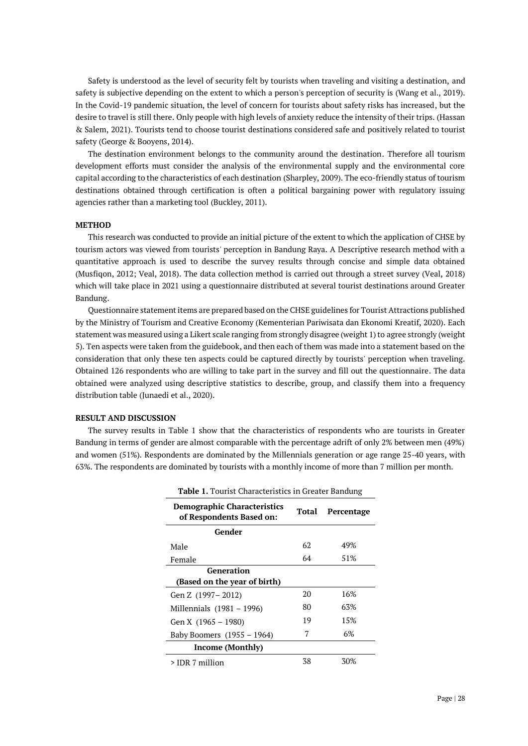Safety is understood as the level of security felt by tourists when traveling and visiting a destination, and safety is subjective depending on the extent to which a person's perception of security is (Wang et al., 2019). In the Covid-19 pandemic situation, the level of concern for tourists about safety risks has increased, but the desire to travel is still there. Only people with high levels of anxiety reduce the intensity of their trips. (Hassan & Salem, 2021). Tourists tend to choose tourist destinations considered safe and positively related to tourist safety (George & Booyens, 2014).

The destination environment belongs to the community around the destination. Therefore all tourism development efforts must consider the analysis of the environmental supply and the environmental core capital according to the characteristics of each destination (Sharpley, 2009). The eco-friendly status of tourism destinations obtained through certification is often a political bargaining power with regulatory issuing agencies rather than a marketing tool (Buckley, 2011).

## METHOD

This research was conducted to provide an initial picture of the extent to which the application of CHSE by tourism actors was viewed from tourists' perception in Bandung Raya. A Descriptive research method with a quantitative approach is used to describe the survey results through concise and simple data obtained (Musfiqon, 2012; Veal, 2018). The data collection method is carried out through a street survey (Veal, 2018) which will take place in 2021 using a questionnaire distributed at several tourist destinations around Greater Bandung.

Questionnaire statement items are prepared based on the CHSE guidelines for Tourist Attractions published by the Ministry of Tourism and Creative Economy (Kementerian Pariwisata dan Ekonomi Kreatif, 2020). Each statement was measured using a Likert scale ranging from strongly disagree (weight 1) to agree strongly (weight 5). Ten aspects were taken from the guidebook, and then each of them was made into a statement based on the consideration that only these ten aspects could be captured directly by tourists' perception when traveling. Obtained 126 respondents who are willing to take part in the survey and fill out the questionnaire. The data obtained were analyzed using descriptive statistics to describe, group, and classify them into a frequency distribution table (Junaedi et al., 2020).

## RESULT AND DISCUSSION

The survey results in Table 1 show that the characteristics of respondents who are tourists in Greater Bandung in terms of gender are almost comparable with the percentage adrift of only 2% between men (49%) and women (51%). Respondents are dominated by the Millennials generation or age range 25-40 years, with 63%. The respondents are dominated by tourists with a monthly income of more than 7 million per month.

**Table 1.** Tourist Characteristics in Greater Bandung

| Demographic Characteristics of Respondents Based on: | Total | Percentage |
|---|---|---|
| **Gender** | | |
| Male | 62 | 49% |
| Female | 64 | 51% |
| **Generation (Based on the year of birth)** | | |
| Gen Z (1997– 2012) | 20 | 16% |
| Millennials (1981 – 1996) | 80 | 63% |
| Gen X (1965 – 1980) | 19 | 15% |
| Baby Boomers (1955 – 1964) | 7 | 6% |
| **Income (Monthly)** | | |
| > IDR 7 million | 38 | 30% |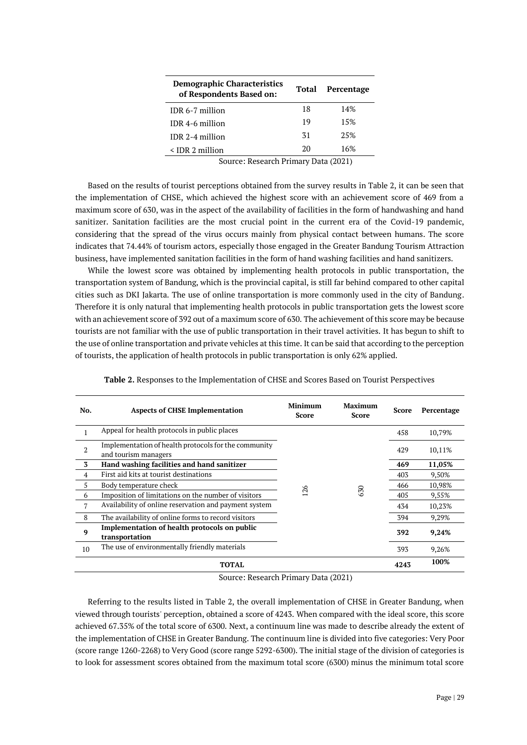| Demographic Characteristics of Respondents Based on: | Total | Percentage |
|---|---|---|
| IDR 6-7 million | 18 | 14% |
| IDR 4-6 million | 19 | 15% |
| IDR 2-4 million | 31 | 25% |
| < IDR 2 million | 20 | 16% |

Source: Research Primary Data (2021)

Based on the results of tourist perceptions obtained from the survey results in Table 2, it can be seen that the implementation of CHSE, which achieved the highest score with an achievement score of 469 from a maximum score of 630, was in the aspect of the availability of facilities in the form of handwashing and hand sanitizer. Sanitation facilities are the most crucial point in the current era of the Covid-19 pandemic, considering that the spread of the virus occurs mainly from physical contact between humans. The score indicates that 74.44% of tourism actors, especially those engaged in the Greater Bandung Tourism Attraction business, have implemented sanitation facilities in the form of hand washing facilities and hand sanitizers.

While the lowest score was obtained by implementing health protocols in public transportation, the transportation system of Bandung, which is the provincial capital, is still far behind compared to other capital cities such as DKI Jakarta. The use of online transportation is more commonly used in the city of Bandung. Therefore it is only natural that implementing health protocols in public transportation gets the lowest score with an achievement score of 392 out of a maximum score of 630. The achievement of this score may be because tourists are not familiar with the use of public transportation in their travel activities. It has begun to shift to the use of online transportation and private vehicles at this time. It can be said that according to the perception of tourists, the application of health protocols in public transportation is only 62% applied.

**Table 2.** Responses to the Implementation of CHSE and Scores Based on Tourist Perspectives

| No. | Aspects of CHSE Implementation | Minimum Score | Maximum Score | Score | Percentage |
|---|---|---|---|---|---|
| 1 | Appeal for health protocols in public places | 126 | 630 | 458 | 10,79% |
| 2 | Implementation of health protocols for the community and tourism managers | | | 429 | 10,11% |
| **3** | **Hand washing facilities and hand sanitizer** | | | **469** | **11,05%** |
| 4 | First aid kits at tourist destinations | | | 403 | 9,50% |
| 5 | Body temperature check | | | 466 | 10,98% |
| 6 | Imposition of limitations on the number of visitors | | | 405 | 9,55% |
| 7 | Availability of online reservation and payment system | | | 434 | 10,23% |
| 8 | The availability of online forms to record visitors | | | 394 | 9,29% |
| **9** | **Implementation of health protocols on public transportation** | | | **392** | **9,24%** |
| 10 | The use of environmentally friendly materials | | | 393 | 9,26% |
| | **TOTAL** | | | **4243** | **100%** |

Source: Research Primary Data (2021)

Referring to the results listed in Table 2, the overall implementation of CHSE in Greater Bandung, when viewed through tourists' perception, obtained a score of 4243. When compared with the ideal score, this score achieved 67.35% of the total score of 6300. Next, a continuum line was made to describe already the extent of the implementation of CHSE in Greater Bandung. The continuum line is divided into five categories: Very Poor (score range 1260-2268) to Very Good (score range 5292-6300). The initial stage of the division of categories is to look for assessment scores obtained from the maximum total score (6300) minus the minimum total score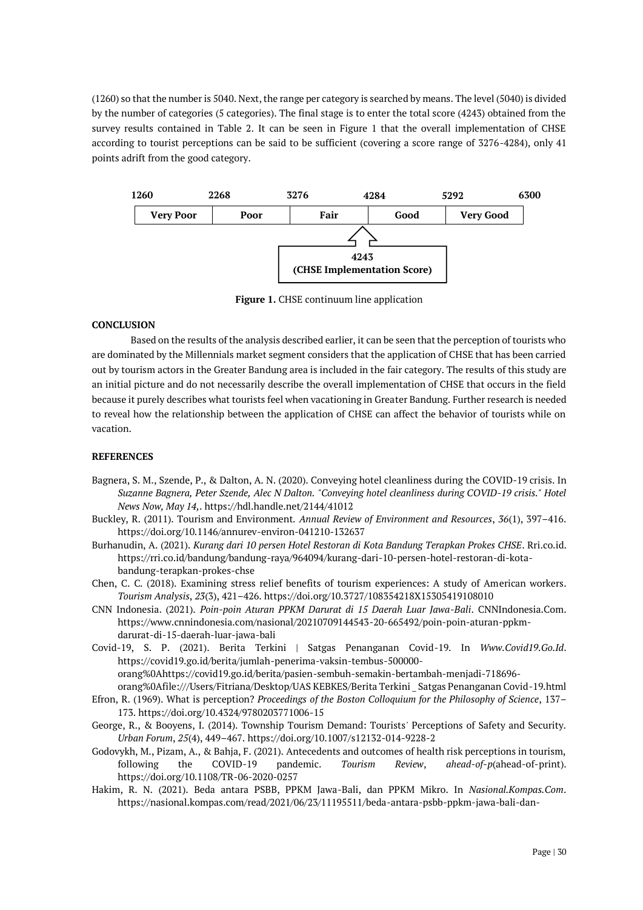(1260) so that the number is 5040. Next, the range per category is searched by means. The level (5040) is divided by the number of categories (5 categories). The final stage is to enter the total score (4243) obtained from the survey results contained in Table 2. It can be seen in Figure 1 that the overall implementation of CHSE according to tourist perceptions can be said to be sufficient (covering a score range of 3276-4284), only 41 points adrift from the good category.

| 1260 – 2268 | 2268 – 3276 | 3276 – 4284 | 4284 – 5292 | 5292 – 6300 |
|---|---|---|---|---|
| **Very Poor** | **Poor** | **Fair** | **Good** | **Very Good** |

**4243**
**(CHSE Implementation Score)**

**Figure 1.** CHSE continuum line application

**CONCLUSION**

Based on the results of the analysis described earlier, it can be seen that the perception of tourists who are dominated by the Millennials market segment considers that the application of CHSE that has been carried out by tourism actors in the Greater Bandung area is included in the fair category. The results of this study are an initial picture and do not necessarily describe the overall implementation of CHSE that occurs in the field because it purely describes what tourists feel when vacationing in Greater Bandung. Further research is needed to reveal how the relationship between the application of CHSE can affect the behavior of tourists while on vacation.

**REFERENCES**

Bagnera, S. M., Szende, P., & Dalton, A. N. (2020). Conveying hotel cleanliness during the COVID-19 crisis. In *Suzanne Bagnera, Peter Szende, Alec N Dalton. "Conveying hotel cleanliness during COVID-19 crisis." Hotel News Now, May 14,*. https://hdl.handle.net/2144/41012

Buckley, R. (2011). Tourism and Environment. *Annual Review of Environment and Resources*, *36*(1), 397–416. https://doi.org/10.1146/annurev-environ-041210-132637

Burhanudin, A. (2021). *Kurang dari 10 persen Hotel Restoran di Kota Bandung Terapkan Prokes CHSE*. Rri.co.id. https://rri.co.id/bandung/bandung-raya/964094/kurang-dari-10-persen-hotel-restoran-di-kota-bandung-terapkan-prokes-chse

Chen, C. C. (2018). Examining stress relief benefits of tourism experiences: A study of American workers. *Tourism Analysis*, *23*(3), 421–426. https://doi.org/10.3727/108354218X15305419108010

CNN Indonesia. (2021). *Poin-poin Aturan PPKM Darurat di 15 Daerah Luar Jawa-Bali*. CNNIndonesia.Com. https://www.cnnindonesia.com/nasional/20210709144543-20-665492/poin-poin-aturan-ppkm-darurat-di-15-daerah-luar-jawa-bali

Covid-19, S. P. (2021). Berita Terkini | Satgas Penanganan Covid-19. In *Www.Covid19.Go.Id*. https://covid19.go.id/berita/jumlah-penerima-vaksin-tembus-500000-orang%0Ahttps://covid19.go.id/berita/pasien-sembuh-semakin-bertambah-menjadi-718696-orang%0Afile:///Users/Fitriana/Desktop/UAS KEBKES/Berita Terkini _ Satgas Penanganan Covid-19.html

Efron, R. (1969). What is perception? *Proceedings of the Boston Colloquium for the Philosophy of Science*, 137–173. https://doi.org/10.4324/9780203771006-15

George, R., & Booyens, I. (2014). Township Tourism Demand: Tourists' Perceptions of Safety and Security. *Urban Forum*, *25*(4), 449–467. https://doi.org/10.1007/s12132-014-9228-2

Godovykh, M., Pizam, A., & Bahja, F. (2021). Antecedents and outcomes of health risk perceptions in tourism, following the COVID-19 pandemic. *Tourism Review*, *ahead-of-p*(ahead-of-print). https://doi.org/10.1108/TR-06-2020-0257

Hakim, R. N. (2021). Beda antara PSBB, PPKM Jawa-Bali, dan PPKM Mikro. In *Nasional.Kompas.Com*. https://nasional.kompas.com/read/2021/06/23/11195511/beda-antara-psbb-ppkm-jawa-bali-dan-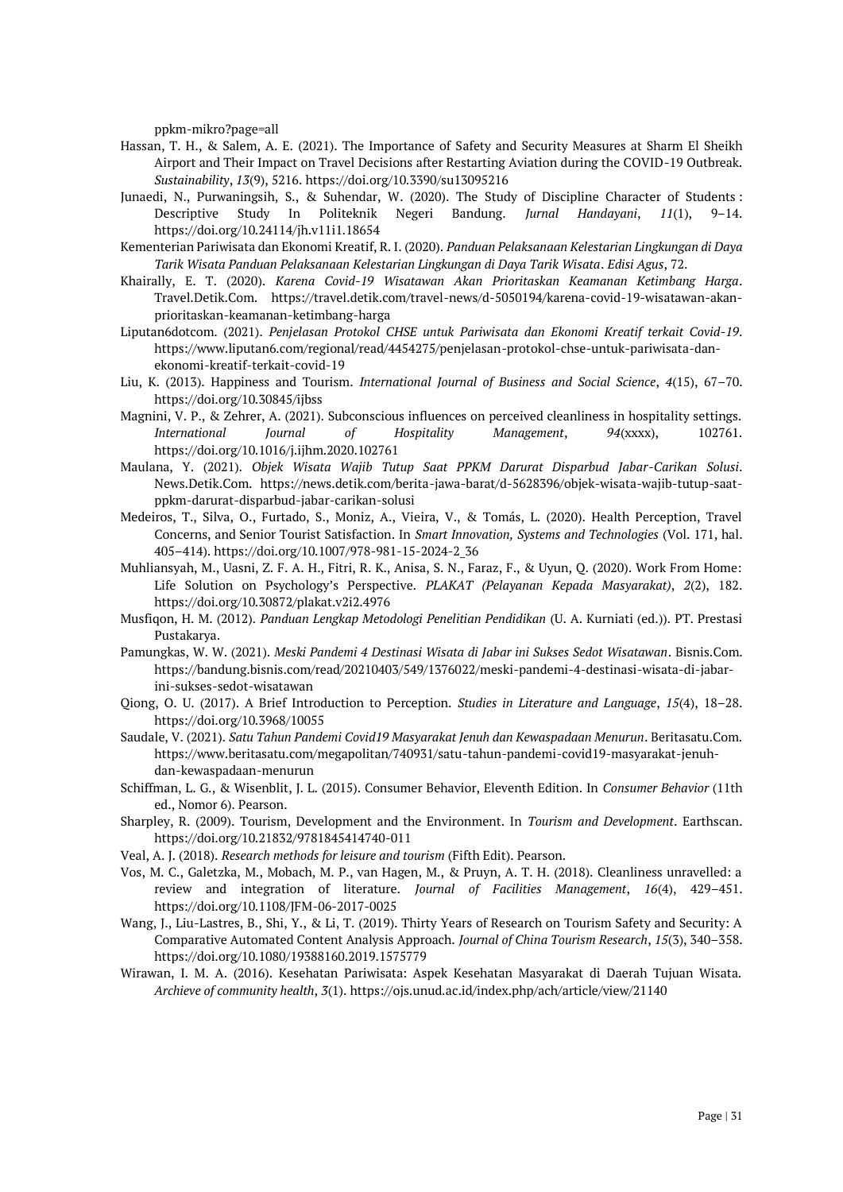ppkm-mikro?page=all

Hassan, T. H., & Salem, A. E. (2021). The Importance of Safety and Security Measures at Sharm El Sheikh Airport and Their Impact on Travel Decisions after Restarting Aviation during the COVID-19 Outbreak. *Sustainability*, *13*(9), 5216. https://doi.org/10.3390/su13095216

Junaedi, N., Purwaningsih, S., & Suhendar, W. (2020). The Study of Discipline Character of Students : Descriptive Study In Politeknik Negeri Bandung. *Jurnal Handayani*, *11*(1), 9–14. https://doi.org/10.24114/jh.v11i1.18654

Kementerian Pariwisata dan Ekonomi Kreatif, R. I. (2020). *Panduan Pelaksanaan Kelestarian Lingkungan di Daya Tarik Wisata Panduan Pelaksanaan Kelestarian Lingkungan di Daya Tarik Wisata*. *Edisi Agus*, 72.

Khairally, E. T. (2020). *Karena Covid-19 Wisatawan Akan Prioritaskan Keamanan Ketimbang Harga*. Travel.Detik.Com. https://travel.detik.com/travel-news/d-5050194/karena-covid-19-wisatawan-akan-prioritaskan-keamanan-ketimbang-harga

Liputan6dotcom. (2021). *Penjelasan Protokol CHSE untuk Pariwisata dan Ekonomi Kreatif terkait Covid-19*. https://www.liputan6.com/regional/read/4454275/penjelasan-protokol-chse-untuk-pariwisata-dan-ekonomi-kreatif-terkait-covid-19

Liu, K. (2013). Happiness and Tourism. *International Journal of Business and Social Science*, *4*(15), 67–70. https://doi.org/10.30845/ijbss

Magnini, V. P., & Zehrer, A. (2021). Subconscious influences on perceived cleanliness in hospitality settings. *International Journal of Hospitality Management*, *94*(xxxx), 102761. https://doi.org/10.1016/j.ijhm.2020.102761

Maulana, Y. (2021). *Objek Wisata Wajib Tutup Saat PPKM Darurat Disparbud Jabar-Carikan Solusi*. News.Detik.Com. https://news.detik.com/berita-jawa-barat/d-5628396/objek-wisata-wajib-tutup-saat-ppkm-darurat-disparbud-jabar-carikan-solusi

Medeiros, T., Silva, O., Furtado, S., Moniz, A., Vieira, V., & Tomás, L. (2020). Health Perception, Travel Concerns, and Senior Tourist Satisfaction. In *Smart Innovation, Systems and Technologies* (Vol. 171, hal. 405–414). https://doi.org/10.1007/978-981-15-2024-2_36

Muhliansyah, M., Uasni, Z. F. A. H., Fitri, R. K., Anisa, S. N., Faraz, F., & Uyun, Q. (2020). Work From Home: Life Solution on Psychology's Perspective. *PLAKAT (Pelayanan Kepada Masyarakat)*, *2*(2), 182. https://doi.org/10.30872/plakat.v2i2.4976

Musfiqon, H. M. (2012). *Panduan Lengkap Metodologi Penelitian Pendidikan* (U. A. Kurniati (ed.)). PT. Prestasi Pustakarya.

Pamungkas, W. W. (2021). *Meski Pandemi 4 Destinasi Wisata di Jabar ini Sukses Sedot Wisatawan*. Bisnis.Com. https://bandung.bisnis.com/read/20210403/549/1376022/meski-pandemi-4-destinasi-wisata-di-jabar-ini-sukses-sedot-wisatawan

Qiong, O. U. (2017). A Brief Introduction to Perception. *Studies in Literature and Language*, *15*(4), 18–28. https://doi.org/10.3968/10055

Saudale, V. (2021). *Satu Tahun Pandemi Covid19 Masyarakat Jenuh dan Kewaspadaan Menurun*. Beritasatu.Com. https://www.beritasatu.com/megapolitan/740931/satu-tahun-pandemi-covid19-masyarakat-jenuh-dan-kewaspadaan-menurun

Schiffman, L. G., & Wisenblit, J. L. (2015). Consumer Behavior, Eleventh Edition. In *Consumer Behavior* (11th ed., Nomor 6). Pearson.

Sharpley, R. (2009). Tourism, Development and the Environment. In *Tourism and Development*. Earthscan. https://doi.org/10.21832/9781845414740-011

Veal, A. J. (2018). *Research methods for leisure and tourism* (Fifth Edit). Pearson.

Vos, M. C., Galetzka, M., Mobach, M. P., van Hagen, M., & Pruyn, A. T. H. (2018). Cleanliness unravelled: a review and integration of literature. *Journal of Facilities Management*, *16*(4), 429–451. https://doi.org/10.1108/JFM-06-2017-0025

Wang, J., Liu-Lastres, B., Shi, Y., & Li, T. (2019). Thirty Years of Research on Tourism Safety and Security: A Comparative Automated Content Analysis Approach. *Journal of China Tourism Research*, *15*(3), 340–358. https://doi.org/10.1080/19388160.2019.1575779

Wirawan, I. M. A. (2016). Kesehatan Pariwisata: Aspek Kesehatan Masyarakat di Daerah Tujuan Wisata. *Archieve of community health*, *3*(1). https://ojs.unud.ac.id/index.php/ach/article/view/21140